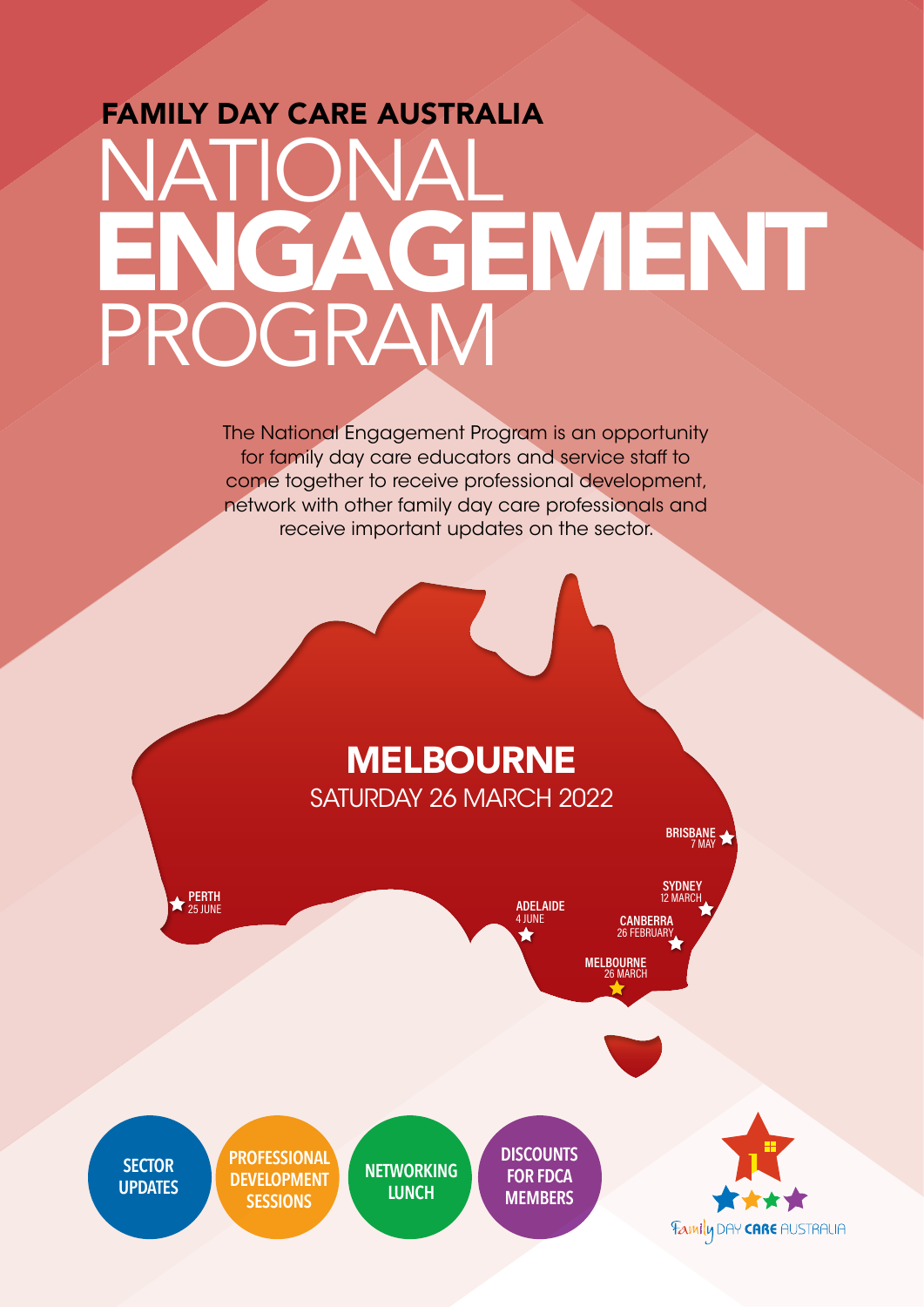FAMILY DAY CARE AUSTRALIA

# NATIONAL ENGAGEMENT PROGRAM

The National Engagement Program is an opportunity for family day care educators and service staff to come together to receive professional development, network with other family day care professionals and receive important updates on the sector.

## MELBOURNE

SATURDAY 26 MARCH 2022

- BRISBANE 7 MAY
- SYDNEY 12 MARCH
- CANBERRA 26 FEBRUARY
- MELBOURNE 26 MARCH
- ADELAIDE 4 JUNE
- PERTH 25 JUNE

**SECTOR UPDATES**

**PROFESSIONAL DEVELOPMENT SESSIONS**

**NETWORKING LUNCH**

**DISCOUNTS FOR FDCA MEMBERS**

Family DAY CARE AUSTRALIA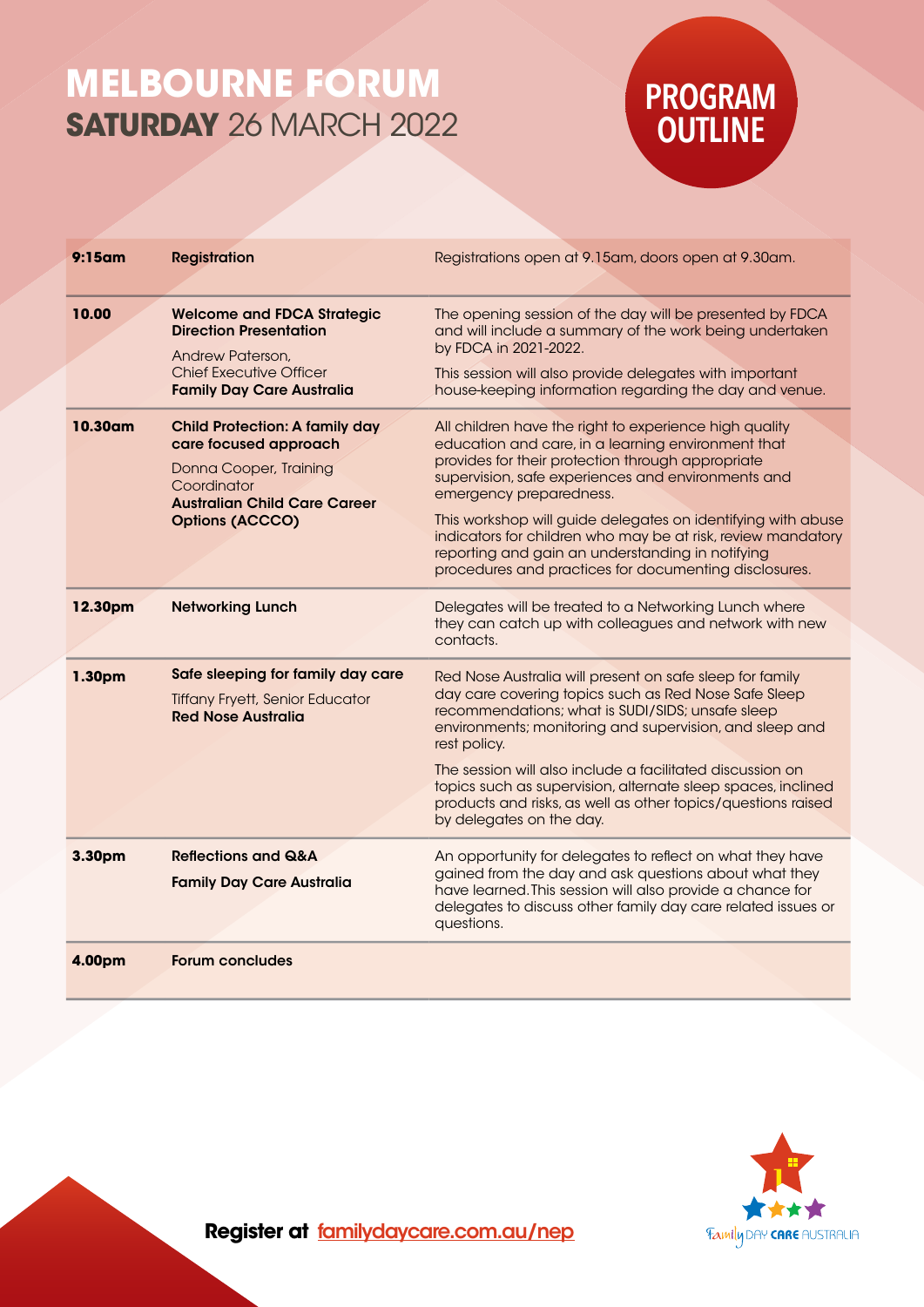# MELBOURNE FORUM

## SATURDAY 26 MARCH 2022

**PROGRAM OUTLINE**

| | | |
|---|---|---|
| **9:15am** | **Registration** | Registrations open at 9.15am, doors open at 9.30am. |
| **10.00** | **Welcome and FDCA Strategic Direction Presentation**<br>Andrew Paterson, Chief Executive Officer<br>**Family Day Care Australia** | The opening session of the day will be presented by FDCA and will include a summary of the work being undertaken by FDCA in 2021-2022.<br>This session will also provide delegates with important house-keeping information regarding the day and venue. |
| **10.30am** | **Child Protection: A family day care focused approach**<br>Donna Cooper, Training Coordinator<br>**Australian Child Care Career Options (ACCCO)** | All children have the right to experience high quality education and care, in a learning environment that provides for their protection through appropriate supervision, safe experiences and environments and emergency preparedness.<br>This workshop will guide delegates on identifying with abuse indicators for children who may be at risk, review mandatory reporting and gain an understanding in notifying procedures and practices for documenting disclosures. |
| **12.30pm** | **Networking Lunch** | Delegates will be treated to a Networking Lunch where they can catch up with colleagues and network with new contacts. |
| **1.30pm** | **Safe sleeping for family day care**<br>Tiffany Fryett, Senior Educator<br>**Red Nose Australia** | Red Nose Australia will present on safe sleep for family day care covering topics such as Red Nose Safe Sleep recommendations; what is SUDI/SIDS; unsafe sleep environments; monitoring and supervision, and sleep and rest policy.<br>The session will also include a facilitated discussion on topics such as supervision, alternate sleep spaces, inclined products and risks, as well as other topics/questions raised by delegates on the day. |
| **3.30pm** | **Reflections and Q&A**<br>**Family Day Care Australia** | An opportunity for delegates to reflect on what they have gained from the day and ask questions about what they have learned. This session will also provide a chance for delegates to discuss other family day care related issues or questions. |
| **4.00pm** | **Forum concludes** | |

**Register at familydaycare.com.au/nep**

Family DAY CARE AUSTRALIA